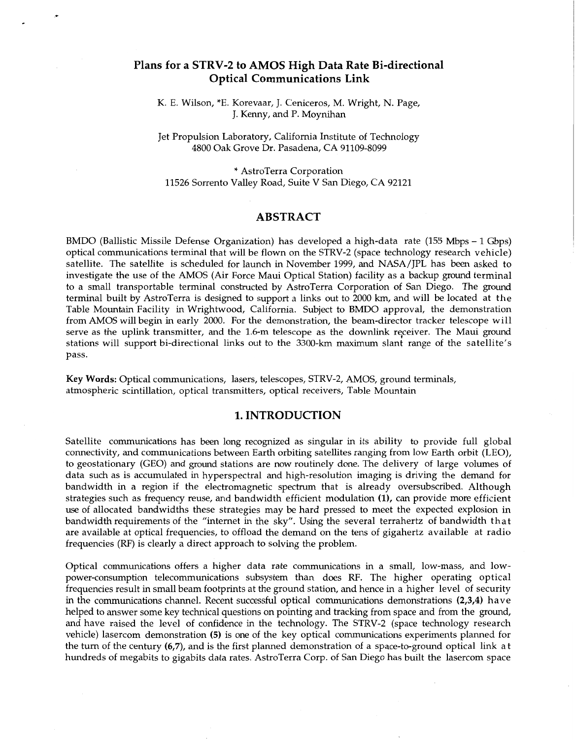# Plans for a STRV-2 to AMOS High Data Rate Bi-directional Optical Communications Link

K. E. Wilson, *E. Korevaar, J. Ceniceros, M. Wright, N. Page, J. Kenny, and P. Moynihan

Jet Propulsion Laboratory, California Institute of Technology
4800 Oak Grove Dr. Pasadena, CA 91109-8099

* AstroTerra Corporation
11526 Sorrento Valley Road, Suite V San Diego, CA 92121

## ABSTRACT

BMDO (Ballistic Missile Defense Organization) has developed a high-data rate (155 Mbps – 1 Gbps) optical communications terminal that will be flown on the STRV-2 (space technology research vehicle) satellite. The satellite is scheduled for launch in November 1999, and NASA/JPL has been asked to investigate the use of the AMOS (Air Force Maui Optical Station) facility as a backup ground terminal to a small transportable terminal constructed by AstroTerra Corporation of San Diego. The ground terminal built by AstroTerra is designed to support a links out to 2000 km, and will be located at the Table Mountain Facility in Wrightwood, California. Subject to BMDO approval, the demonstration from AMOS will begin in early 2000. For the demonstration, the beam-director tracker telescope will serve as the uplink transmitter, and the 1.6-m telescope as the downlink receiver. The Maui ground stations will support bi-directional links out to the 3300-km maximum slant range of the satellite's pass.

**Key Words:** Optical communications, lasers, telescopes, STRV-2, AMOS, ground terminals, atmospheric scintillation, optical transmitters, optical receivers, Table Mountain

## 1. INTRODUCTION

Satellite communications has been long recognized as singular in its ability to provide full global connectivity, and communications between Earth orbiting satellites ranging from low Earth orbit (LEO), to geostationary (GEO) and ground stations are now routinely done. The delivery of large volumes of data such as is accumulated in hyperspectral and high-resolution imaging is driving the demand for bandwidth in a region if the electromagnetic spectrum that is already oversubscribed. Although strategies such as frequency reuse, and bandwidth efficient modulation **(1)**, can provide more efficient use of allocated bandwidths these strategies may be hard pressed to meet the expected explosion in bandwidth requirements of the "internet in the sky". Using the several terrahertz of bandwidth that are available at optical frequencies, to offload the demand on the tens of gigahertz available at radio frequencies (RF) is clearly a direct approach to solving the problem.

Optical communications offers a higher data rate communications in a small, low-mass, and low-power-consumption telecommunications subsystem than does RF. The higher operating optical frequencies result in small beam footprints at the ground station, and hence in a higher level of security in the communications channel. Recent successful optical communications demonstrations **(2,3,4)** have helped to answer some key technical questions on pointing and tracking from space and from the ground, and have raised the level of confidence in the technology. The STRV-2 (space technology research vehicle) lasercom demonstration **(5)** is one of the key optical communications experiments planned for the turn of the century **(6,7)**, and is the first planned demonstration of a space-to-ground optical link at hundreds of megabits to gigabits data rates. AstroTerra Corp. of San Diego has built the lasercom space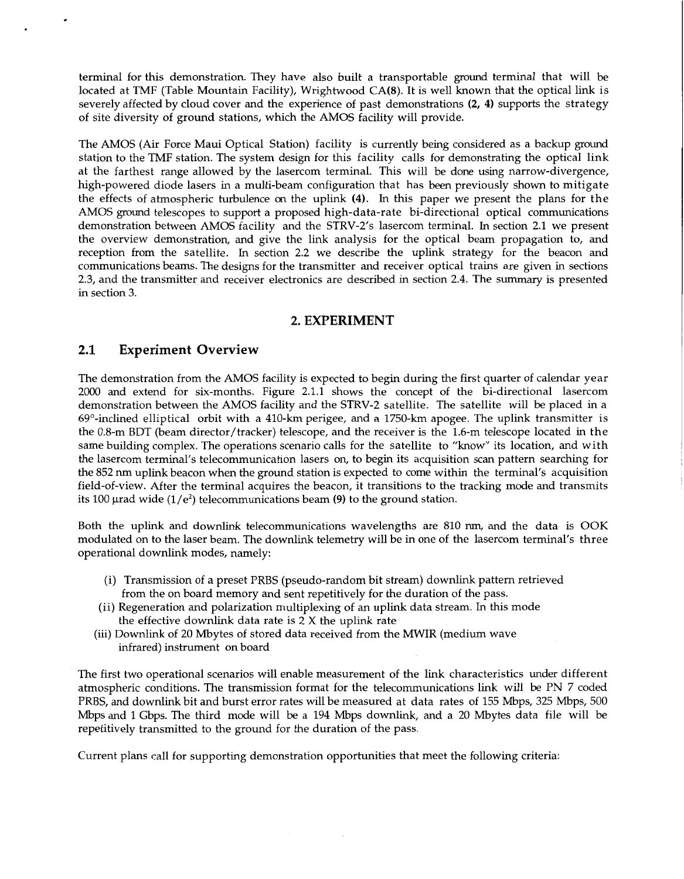terminal for this demonstration. They have also built a transportable ground terminal that will be located at TMF (Table Mountain Facility), Wrightwood CA(8). It is well known that the optical link is severely affected by cloud cover and the experience of past demonstrations (2, 4) supports the strategy of site diversity of ground stations, which the AMOS facility will provide.

The AMOS (Air Force Maui Optical Station) facility is currently being considered as a backup ground station to the TMF station. The system design for this facility calls for demonstrating the optical link at the farthest range allowed by the lasercom terminal. This will be done using narrow-divergence, high-powered diode lasers in a multi-beam configuration that has been previously shown to mitigate the effects of atmospheric turbulence on the uplink (4). In this paper we present the plans for the AMOS ground telescopes to support a proposed high-data-rate bi-directional optical communications demonstration between AMOS facility and the STRV-2's lasercom terminal. In section 2.1 we present the overview demonstration, and give the link analysis for the optical beam propagation to, and reception from the satellite. In section 2.2 we describe the uplink strategy for the beacon and communications beams. The designs for the transmitter and receiver optical trains are given in sections 2.3, and the transmitter and receiver electronics are described in section 2.4. The summary is presented in section 3.

# 2. EXPERIMENT

## 2.1 Experiment Overview

The demonstration from the AMOS facility is expected to begin during the first quarter of calendar year 2000 and extend for six-months. Figure 2.1.1 shows the concept of the bi-directional lasercom demonstration between the AMOS facility and the STRV-2 satellite. The satellite will be placed in a 69°-inclined elliptical orbit with a 410-km perigee, and a 1750-km apogee. The uplink transmitter is the 0.8-m BDT (beam director/tracker) telescope, and the receiver is the 1.6-m telescope located in the same building complex. The operations scenario calls for the satellite to "know" its location, and with the lasercom terminal's telecommunication lasers on, to begin its acquisition scan pattern searching for the 852 nm uplink beacon when the ground station is expected to come within the terminal's acquisition field-of-view. After the terminal acquires the beacon, it transitions to the tracking mode and transmits its 100 µrad wide ($1/e^2$) telecommunications beam (9) to the ground station.

Both the uplink and downlink telecommunications wavelengths are 810 nm, and the data is OOK modulated on to the laser beam. The downlink telemetry will be in one of the lasercom terminal's three operational downlink modes, namely:

(i) Transmission of a preset PRBS (pseudo-random bit stream) downlink pattern retrieved from the on board memory and sent repetitively for the duration of the pass.
(ii) Regeneration and polarization multiplexing of an uplink data stream. In this mode the effective downlink data rate is 2 X the uplink rate
(iii) Downlink of 20 Mbytes of stored data received from the MWIR (medium wave infrared) instrument on board

The first two operational scenarios will enable measurement of the link characteristics under different atmospheric conditions. The transmission format for the telecommunications link will be PN 7 coded PRBS, and downlink bit and burst error rates will be measured at data rates of 155 Mbps, 325 Mbps, 500 Mbps and 1 Gbps. The third mode will be a 194 Mbps downlink, and a 20 Mbytes data file will be repetitively transmitted to the ground for the duration of the pass.

Current plans call for supporting demonstration opportunities that meet the following criteria: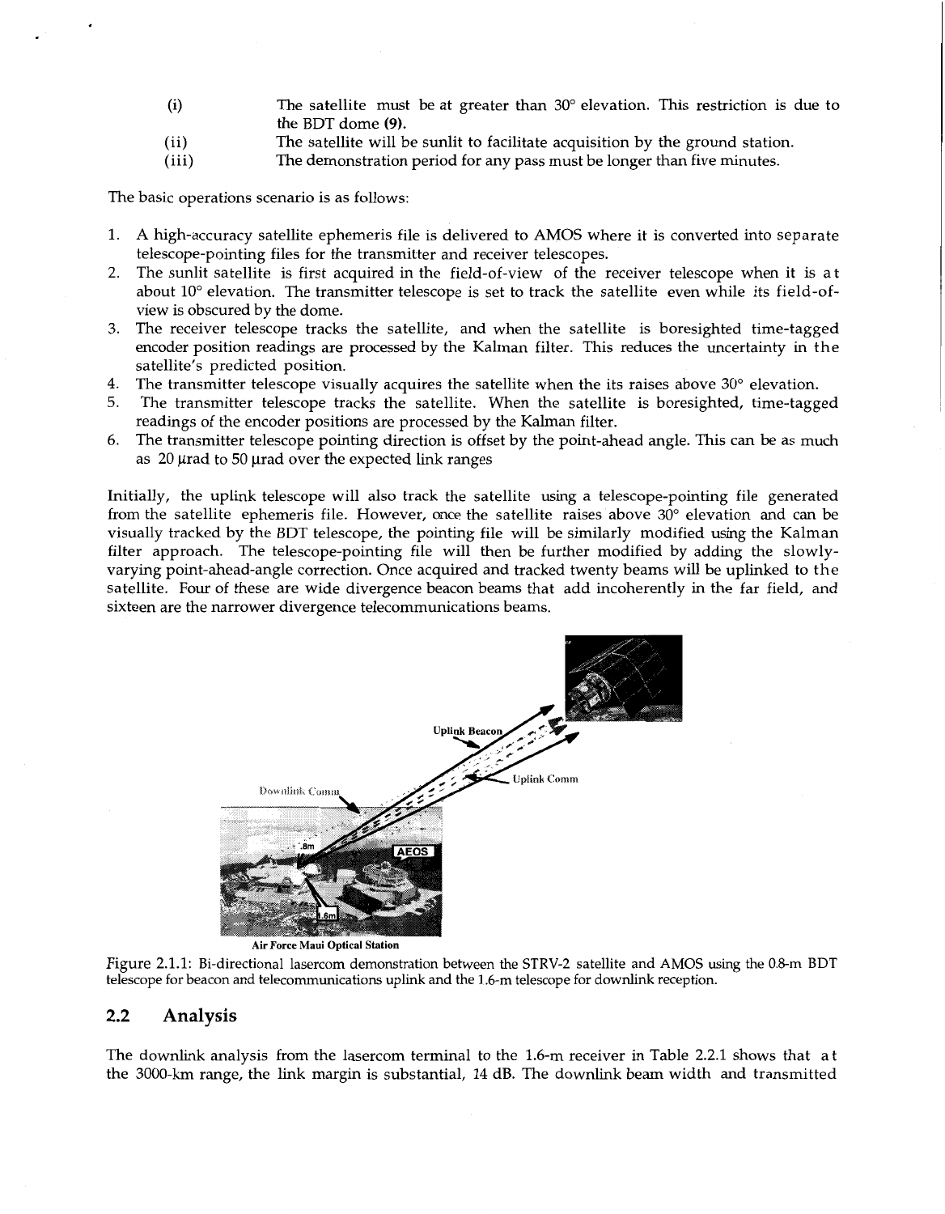(i) The satellite must be at greater than 30° elevation. This restriction is due to the BDT dome **(9)**.

(ii) The satellite will be sunlit to facilitate acquisition by the ground station.

(iii) The demonstration period for any pass must be longer than five minutes.

The basic operations scenario is as follows:

1. A high-accuracy satellite ephemeris file is delivered to AMOS where it is converted into separate telescope-pointing files for the transmitter and receiver telescopes.
2. The sunlit satellite is first acquired in the field-of-view of the receiver telescope when it is at about 10° elevation. The transmitter telescope is set to track the satellite even while its field-of-view is obscured by the dome.
3. The receiver telescope tracks the satellite, and when the satellite is boresighted time-tagged encoder position readings are processed by the Kalman filter. This reduces the uncertainty in the satellite's predicted position.
4. The transmitter telescope visually acquires the satellite when the its raises above 30° elevation.
5. The transmitter telescope tracks the satellite. When the satellite is boresighted, time-tagged readings of the encoder positions are processed by the Kalman filter.
6. The transmitter telescope pointing direction is offset by the point-ahead angle. This can be as much as 20 µrad to 50 µrad over the expected link ranges

Initially, the uplink telescope will also track the satellite using a telescope-pointing file generated from the satellite ephemeris file. However, once the satellite raises above 30° elevation and can be visually tracked by the BDT telescope, the pointing file will be similarly modified using the Kalman filter approach. The telescope-pointing file will then be further modified by adding the slowly-varying point-ahead-angle correction. Once acquired and tracked twenty beams will be uplinked to the satellite. Four of these are wide divergence beacon beams that add incoherently in the far field, and sixteen are the narrower divergence telecommunications beams.

Figure 2.1.1: Bi-directional lasercom demonstration between the STRV-2 satellite and AMOS using the 0.8-m BDT telescope for beacon and telecommunications uplink and the 1.6-m telescope for downlink reception.

## 2.2 Analysis

The downlink analysis from the lasercom terminal to the 1.6-m receiver in Table 2.2.1 shows that at the 3000-km range, the link margin is substantial, 14 dB. The downlink beam width and transmitted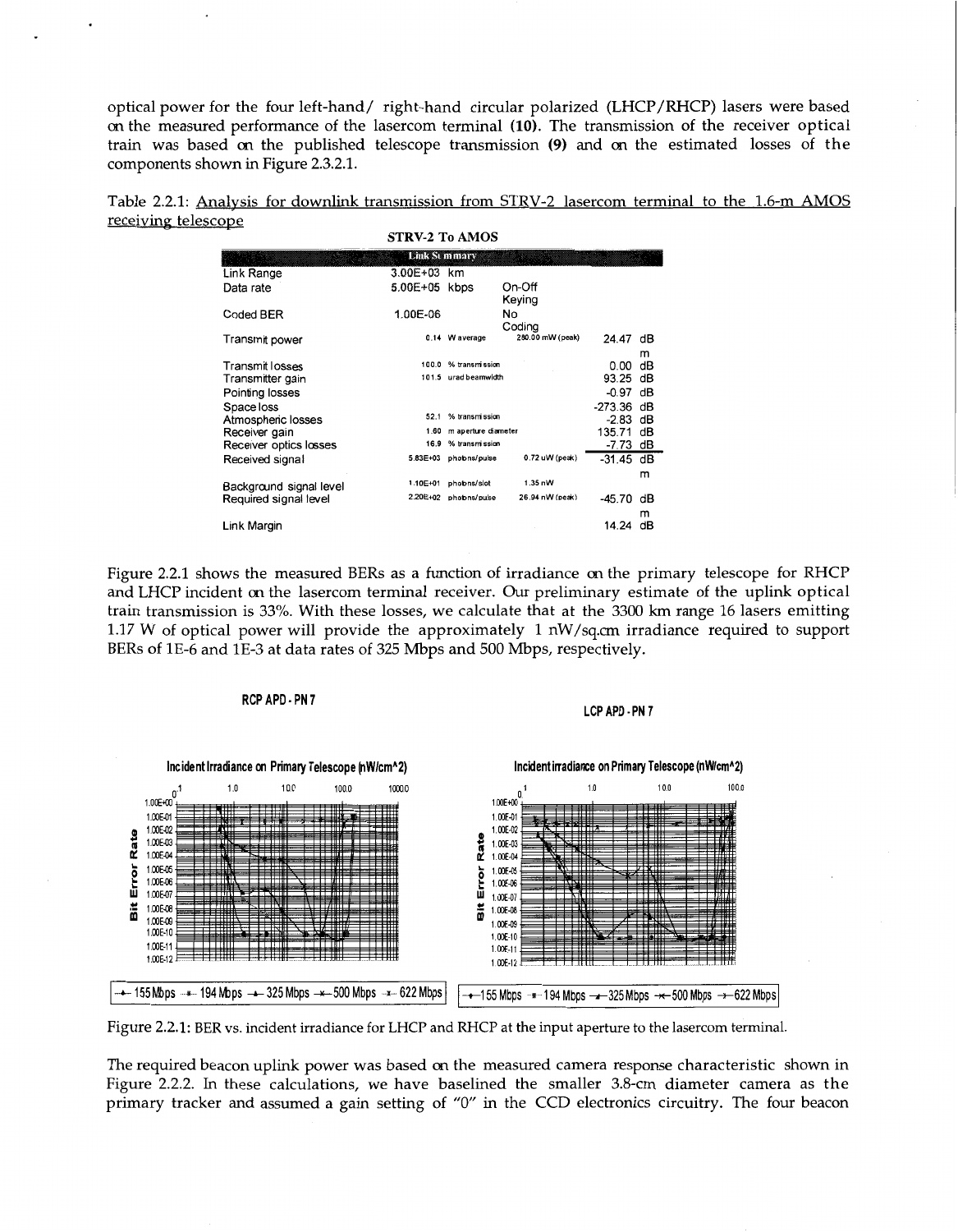optical power for the four left-hand/ right-hand circular polarized (LHCP/RHCP) lasers were based on the measured performance of the lasercom terminal **(10)**. The transmission of the receiver optical train was based on the published telescope transmission **(9)** and on the estimated losses of the components shown in Figure 2.3.2.1.

Table 2.2.1: Analysis for downlink transmission from STRV-2 lasercom terminal to the 1.6-m AMOS receiving telescope

**STRV-2 To AMOS**

| Link Summary | | | | | |
|---|---|---|---|---|---|
| Link Range | 3.00E+03 | km | | | |
| Data rate | 5.00E+05 | kbps | On-Off Keying | | |
| Coded BER | 1.00E-06 | | No Coding | | |
| Transmit power | 0.14 | W average | 280.00 mW (peak) | 24.47 | dBm |
| Transmit losses | 100.0 | % transmission | | 0.00 | dB |
| Transmitter gain | 101.5 | urad beamwidth | | 93.25 | dB |
| Pointing losses | | | | -0.97 | dB |
| Space loss | | | | -273.36 | dB |
| Atmospheric losses | 52.1 | % transmission | | -2.83 | dB |
| Receiver gain | 1.60 | m aperture diameter | | 135.71 | dB |
| Receiver optics losses | 16.9 | % transmission | | -7.73 | dB |
| Received signal | 5.83E+03 | photons/pulse | 0.72 uW (peak) | -31.45 | dBm |
| Background signal level | 1.10E+01 | photons/slot | 1.35 nW | | |
| Required signal level | 2.20E+02 | photons/pulse | 26.94 nW (peak) | -45.70 | dBm |
| Link Margin | | | | 14.24 | dB |

Figure 2.2.1 shows the measured BERs as a function of irradiance on the primary telescope for RHCP and LHCP incident on the lasercom terminal receiver. Our preliminary estimate of the uplink optical train transmission is 33%. With these losses, we calculate that at the 3300 km range 16 lasers emitting 1.17 W of optical power will provide the approximately 1 nW/sq.cm irradiance required to support BERs of 1E-6 and 1E-3 at data rates of 325 Mbps and 500 Mbps, respectively.

Figure 2.2.1: BER vs. incident irradiance for LHCP and RHCP at the input aperture to the lasercom terminal.

The required beacon uplink power was based on the measured camera response characteristic shown in Figure 2.2.2. In these calculations, we have baselined the smaller 3.8-cm diameter camera as the primary tracker and assumed a gain setting of "0" in the CCD electronics circuitry. The four beacon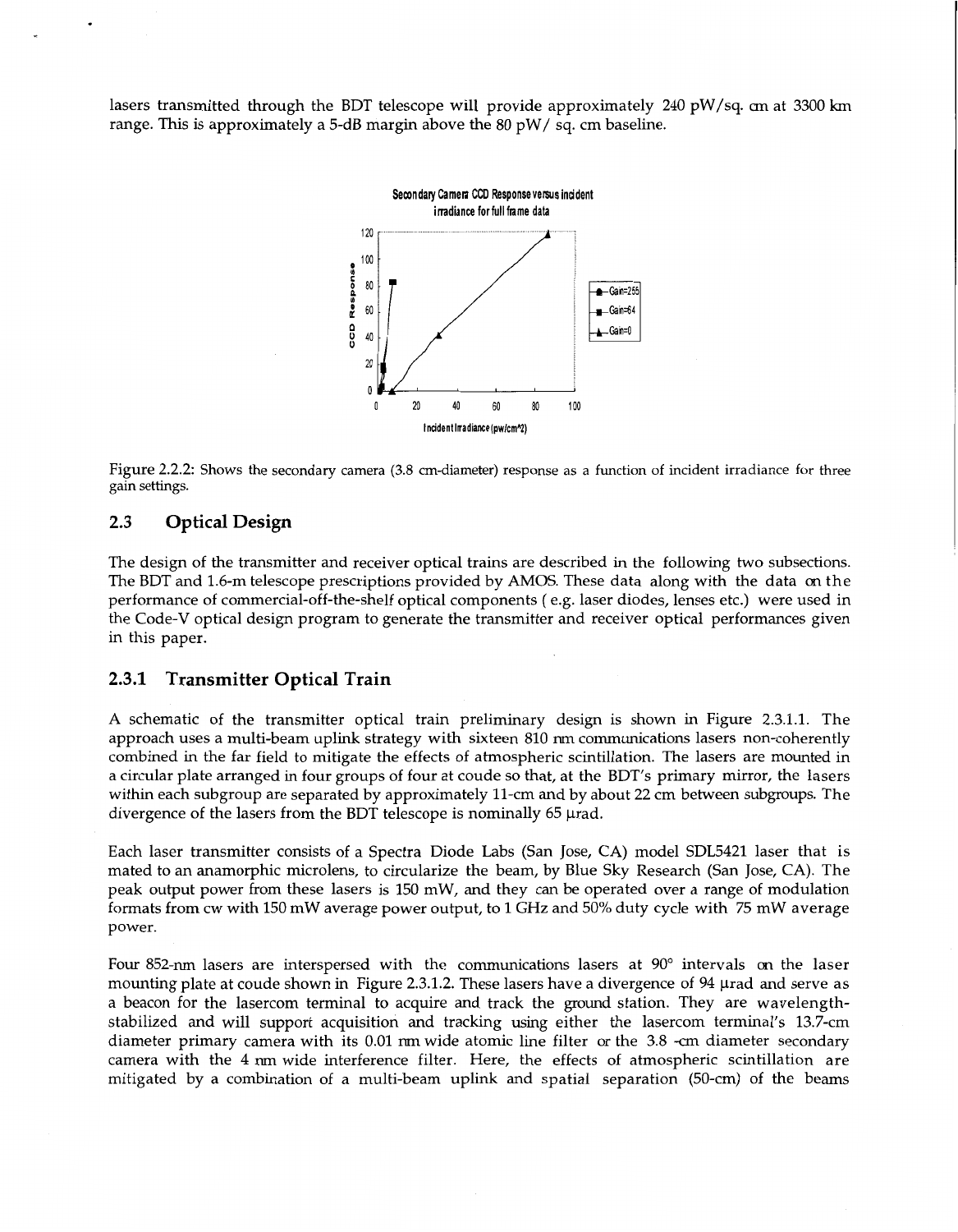lasers transmitted through the BDT telescope will provide approximately 240 pW/sq. cm at 3300 km range. This is approximately a 5-dB margin above the 80 pW/ sq. cm baseline.

Figure 2.2.2: Shows the secondary camera (3.8 cm-diameter) response as a function of incident irradiance for three gain settings.

## 2.3 Optical Design

The design of the transmitter and receiver optical trains are described in the following two subsections. The BDT and 1.6-m telescope prescriptions provided by AMOS. These data along with the data on the performance of commercial-off-the-shelf optical components ( e.g. laser diodes, lenses etc.) were used in the Code-V optical design program to generate the transmitter and receiver optical performances given in this paper.

### 2.3.1 Transmitter Optical Train

A schematic of the transmitter optical train preliminary design is shown in Figure 2.3.1.1. The approach uses a multi-beam uplink strategy with sixteen 810 nm communications lasers non-coherently combined in the far field to mitigate the effects of atmospheric scintillation. The lasers are mounted in a circular plate arranged in four groups of four at coude so that, at the BDT's primary mirror, the lasers within each subgroup are separated by approximately 11-cm and by about 22 cm between subgroups. The divergence of the lasers from the BDT telescope is nominally 65 μrad.

Each laser transmitter consists of a Spectra Diode Labs (San Jose, CA) model SDL5421 laser that is mated to an anamorphic microlens, to circularize the beam, by Blue Sky Research (San Jose, CA). The peak output power from these lasers is 150 mW, and they can be operated over a range of modulation formats from cw with 150 mW average power output, to 1 GHz and 50% duty cycle with 75 mW average power.

Four 852-nm lasers are interspersed with the communications lasers at 90° intervals on the laser mounting plate at coude shown in Figure 2.3.1.2. These lasers have a divergence of 94 μrad and serve as a beacon for the lasercom terminal to acquire and track the ground station. They are wavelength-stabilized and will support acquisition and tracking using either the lasercom terminal's 13.7-cm diameter primary camera with its 0.01 nm wide atomic line filter or the 3.8 -cm diameter secondary camera with the 4 nm wide interference filter. Here, the effects of atmospheric scintillation are mitigated by a combination of a multi-beam uplink and spatial separation (50-cm) of the beams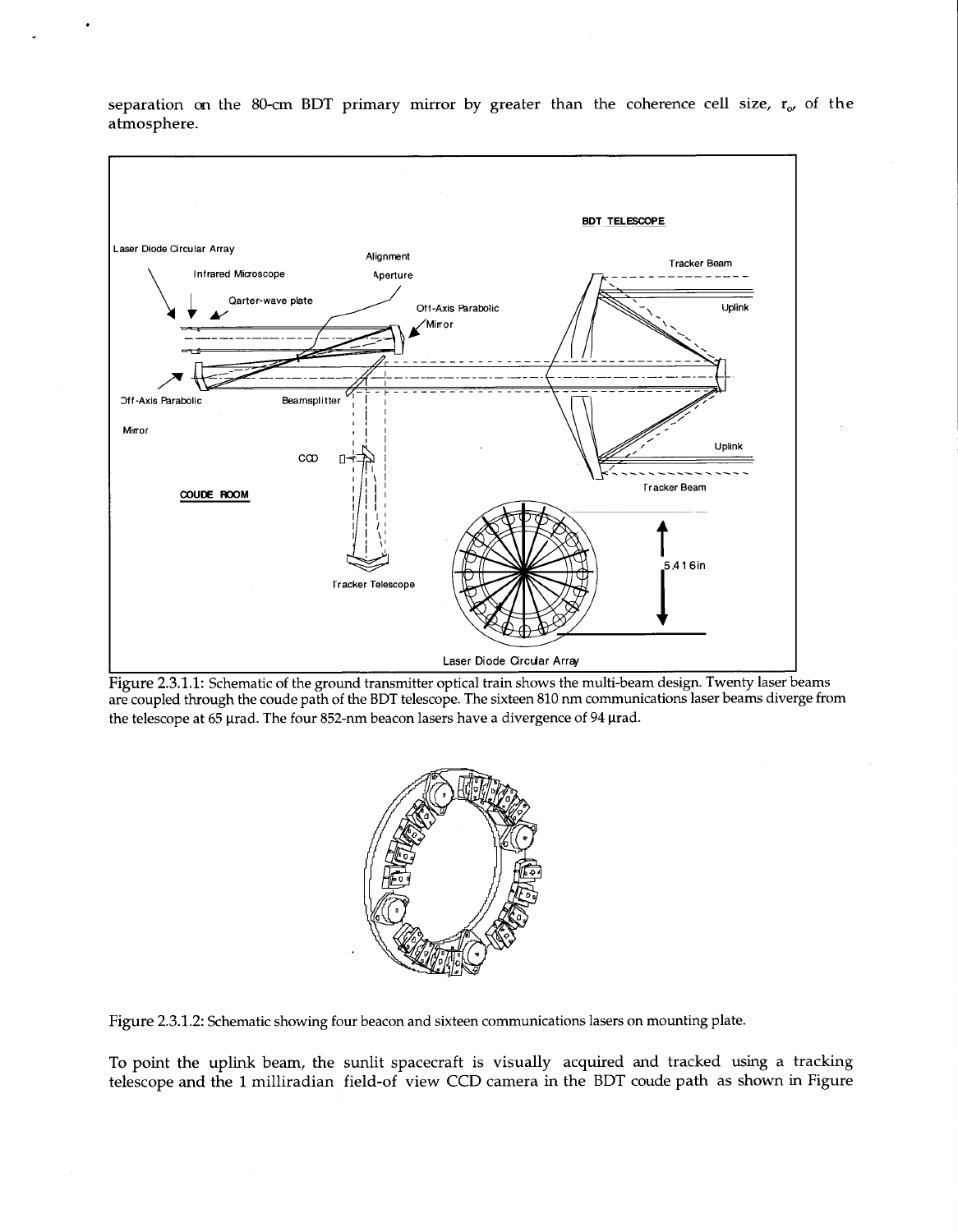separation on the 80-cm BDT primary mirror by greater than the coherence cell size, $r_o$, of the atmosphere.

Figure 2.3.1.1: Schematic of the ground transmitter optical train shows the multi-beam design. Twenty laser beams are coupled through the coude path of the BDT telescope. The sixteen 810 nm communications laser beams diverge from the telescope at 65 μrad. The four 852-nm beacon lasers have a divergence of 94 μrad.

Figure 2.3.1.2: Schematic showing four beacon and sixteen communications lasers on mounting plate.

To point the uplink beam, the sunlit spacecraft is visually acquired and tracked using a tracking telescope and the 1 milliradian field-of view CCD camera in the BDT coude path as shown in Figure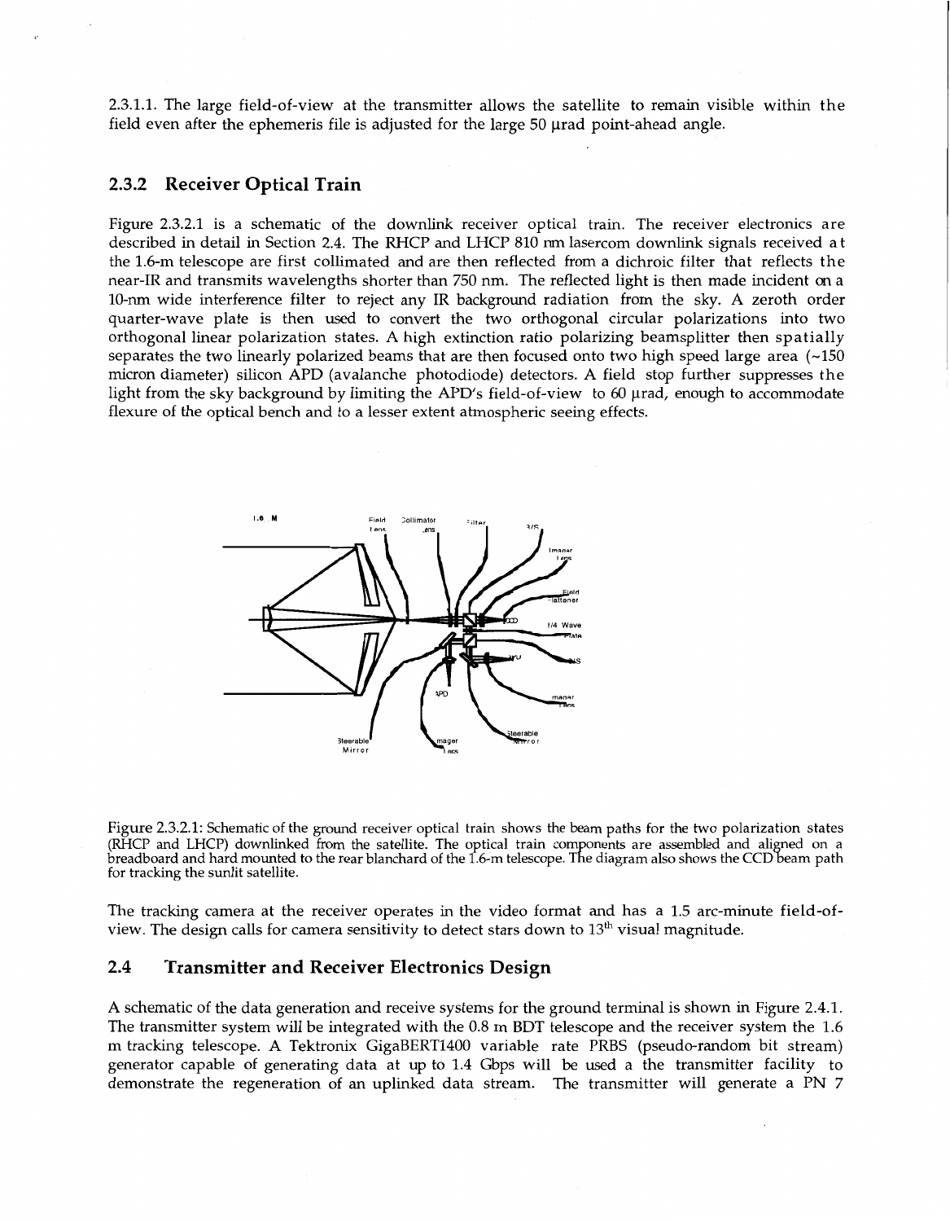2.3.1.1. The large field-of-view at the transmitter allows the satellite to remain visible within the field even after the ephemeris file is adjusted for the large 50 μrad point-ahead angle.

### 2.3.2 Receiver Optical Train

Figure 2.3.2.1 is a schematic of the downlink receiver optical train. The receiver electronics are described in detail in Section 2.4. The RHCP and LHCP 810 nm lasercom downlink signals received at the 1.6-m telescope are first collimated and are then reflected from a dichroic filter that reflects the near-IR and transmits wavelengths shorter than 750 nm. The reflected light is then made incident on a 10-nm wide interference filter to reject any IR background radiation from the sky. A zeroth order quarter-wave plate is then used to convert the two orthogonal circular polarizations into two orthogonal linear polarization states. A high extinction ratio polarizing beamsplitter then spatially separates the two linearly polarized beams that are then focused onto two high speed large area (~150 micron diameter) silicon APD (avalanche photodiode) detectors. A field stop further suppresses the light from the sky background by limiting the APD's field-of-view to 60 μrad, enough to accommodate flexure of the optical bench and to a lesser extent atmospheric seeing effects.

Figure 2.3.2.1: Schematic of the ground receiver optical train shows the beam paths for the two polarization states (RHCP and LHCP) downlinked from the satellite. The optical train components are assembled and aligned on a breadboard and hard mounted to the rear blanchard of the 1.6-m telescope. The diagram also shows the CCD beam path for tracking the sunlit satellite.

The tracking camera at the receiver operates in the video format and has a 1.5 arc-minute field-of-view. The design calls for camera sensitivity to detect stars down to 13th visual magnitude.

## 2.4 Transmitter and Receiver Electronics Design

A schematic of the data generation and receive systems for the ground terminal is shown in Figure 2.4.1. The transmitter system will be integrated with the 0.8 m BDT telescope and the receiver system the 1.6 m tracking telescope. A Tektronix GigaBERT1400 variable rate PRBS (pseudo-random bit stream) generator capable of generating data at up to 1.4 Gbps will be used a the transmitter facility to demonstrate the regeneration of an uplinked data stream. The transmitter will generate a PN 7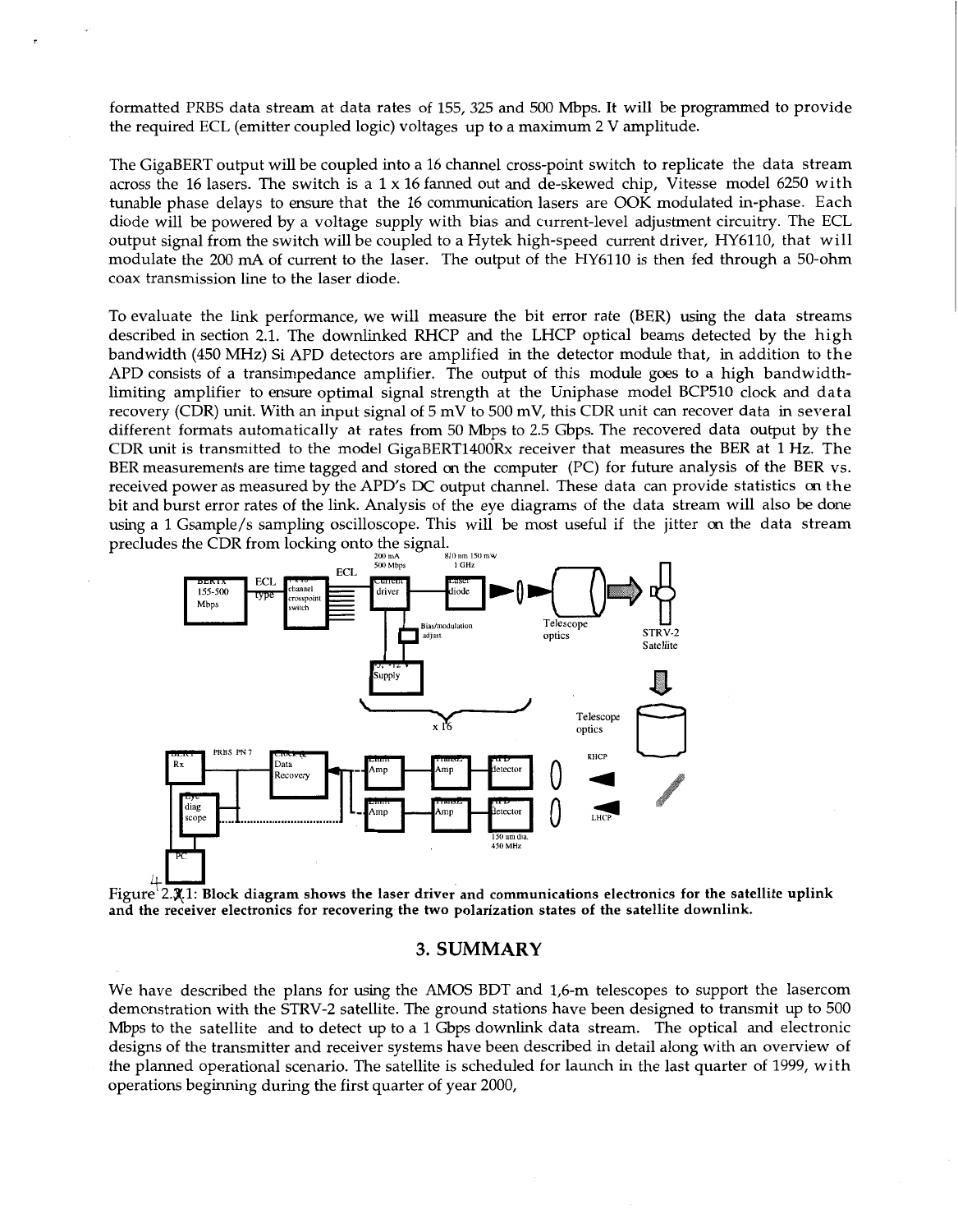formatted PRBS data stream at data rates of 155, 325 and 500 Mbps. It will be programmed to provide the required ECL (emitter coupled logic) voltages up to a maximum 2 V amplitude.

The GigaBERT output will be coupled into a 16 channel cross-point switch to replicate the data stream across the 16 lasers. The switch is a 1 x 16 fanned out and de-skewed chip, Vitesse model 6250 with tunable phase delays to ensure that the 16 communication lasers are OOK modulated in-phase. Each diode will be powered by a voltage supply with bias and current-level adjustment circuitry. The ECL output signal from the switch will be coupled to a Hytek high-speed current driver, HY6110, that will modulate the 200 mA of current to the laser. The output of the HY6110 is then fed through a 50-ohm coax transmission line to the laser diode.

To evaluate the link performance, we will measure the bit error rate (BER) using the data streams described in section 2.1. The downlinked RHCP and the LHCP optical beams detected by the high bandwidth (450 MHz) Si APD detectors are amplified in the detector module that, in addition to the APD consists of a transimpedance amplifier. The output of this module goes to a high bandwidth-limiting amplifier to ensure optimal signal strength at the Uniphase model BCP510 clock and data recovery (CDR) unit. With an input signal of 5 mV to 500 mV, this CDR unit can recover data in several different formats automatically at rates from 50 Mbps to 2.5 Gbps. The recovered data output by the CDR unit is transmitted to the model GigaBERT1400Rx receiver that measures the BER at 1 Hz. The BER measurements are time tagged and stored on the computer (PC) for future analysis of the BER vs. received power as measured by the APD's DC output channel. These data can provide statistics on the bit and burst error rates of the link. Analysis of the eye diagrams of the data stream will also be done using a 1 Gsample/s sampling oscilloscope. This will be most useful if the jitter on the data stream precludes the CDR from locking onto the signal.

Figure 2.4.1: **Block diagram shows the laser driver and communications electronics for the satellite uplink and the receiver electronics for recovering the two polarization states of the satellite downlink.**

## 3. SUMMARY

We have described the plans for using the AMOS BDT and 1,6-m telescopes to support the lasercom demonstration with the STRV-2 satellite. The ground stations have been designed to transmit up to 500 Mbps to the satellite and to detect up to a 1 Gbps downlink data stream. The optical and electronic designs of the transmitter and receiver systems have been described in detail along with an overview of the planned operational scenario. The satellite is scheduled for launch in the last quarter of 1999, with operations beginning during the first quarter of year 2000,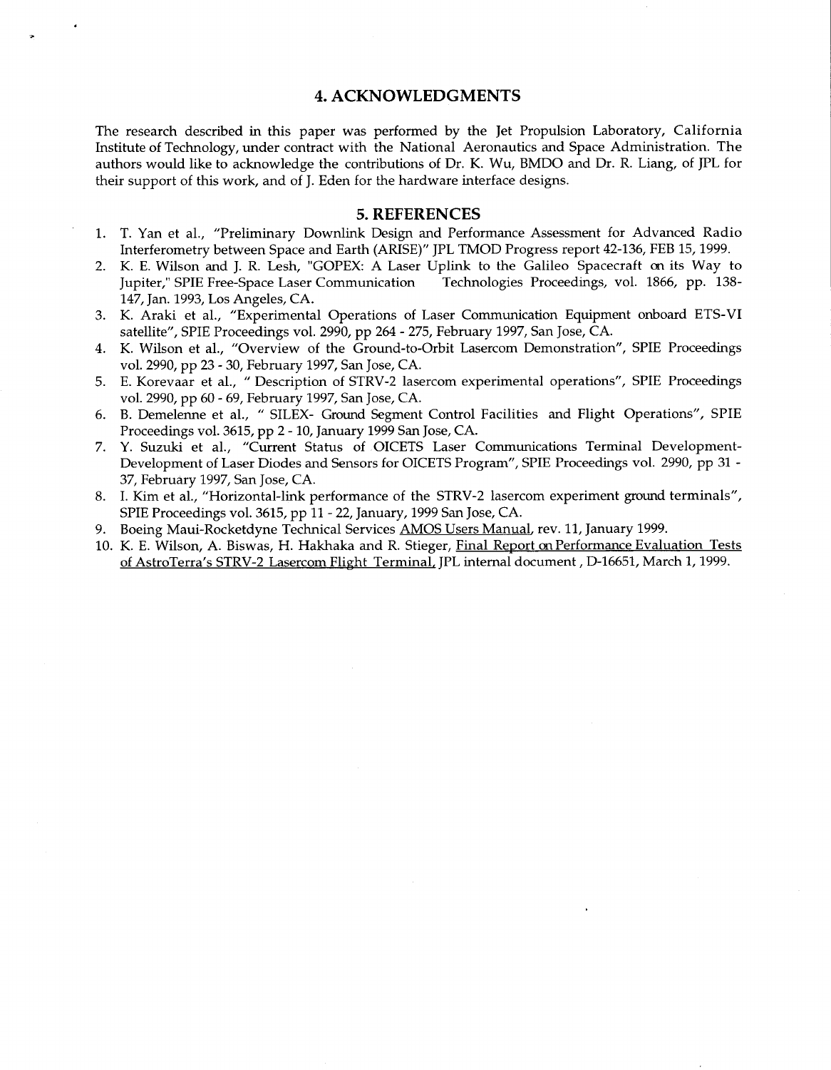## 4. ACKNOWLEDGMENTS

The research described in this paper was performed by the Jet Propulsion Laboratory, California Institute of Technology, under contract with the National Aeronautics and Space Administration. The authors would like to acknowledge the contributions of Dr. K. Wu, BMDO and Dr. R. Liang, of JPL for their support of this work, and of J. Eden for the hardware interface designs.

## 5. REFERENCES

1. T. Yan et al., "Preliminary Downlink Design and Performance Assessment for Advanced Radio Interferometry between Space and Earth (ARISE)" JPL TMOD Progress report 42-136, FEB 15, 1999.
2. K. E. Wilson and J. R. Lesh, "GOPEX: A Laser Uplink to the Galileo Spacecraft on its Way to Jupiter," SPIE Free-Space Laser Communication Technologies Proceedings, vol. 1866, pp. 138-147, Jan. 1993, Los Angeles, CA.
3. K. Araki et al., "Experimental Operations of Laser Communication Equipment onboard ETS-VI satellite", SPIE Proceedings vol. 2990, pp 264 - 275, February 1997, San Jose, CA.
4. K. Wilson et al., "Overview of the Ground-to-Orbit Lasercom Demonstration", SPIE Proceedings vol. 2990, pp 23 - 30, February 1997, San Jose, CA.
5. E. Korevaar et al., " Description of STRV-2 lasercom experimental operations", SPIE Proceedings vol. 2990, pp 60 - 69, February 1997, San Jose, CA.
6. B. Demelenne et al., " SILEX- Ground Segment Control Facilities and Flight Operations", SPIE Proceedings vol. 3615, pp 2 - 10, January 1999 San Jose, CA.
7. Y. Suzuki et al., "Current Status of OICETS Laser Communications Terminal Development-Development of Laser Diodes and Sensors for OICETS Program", SPIE Proceedings vol. 2990, pp 31 - 37, February 1997, San Jose, CA.
8. I. Kim et al., "Horizontal-link performance of the STRV-2 lasercom experiment ground terminals", SPIE Proceedings vol. 3615, pp 11 - 22, January, 1999 San Jose, CA.
9. Boeing Maui-Rocketdyne Technical Services AMOS Users Manual, rev. 11, January 1999.
10. K. E. Wilson, A. Biswas, H. Hakhaka and R. Stieger, Final Report on Performance Evaluation Tests of AstroTerra's STRV-2 Lasercom Flight Terminal, JPL internal document , D-16651, March 1, 1999.